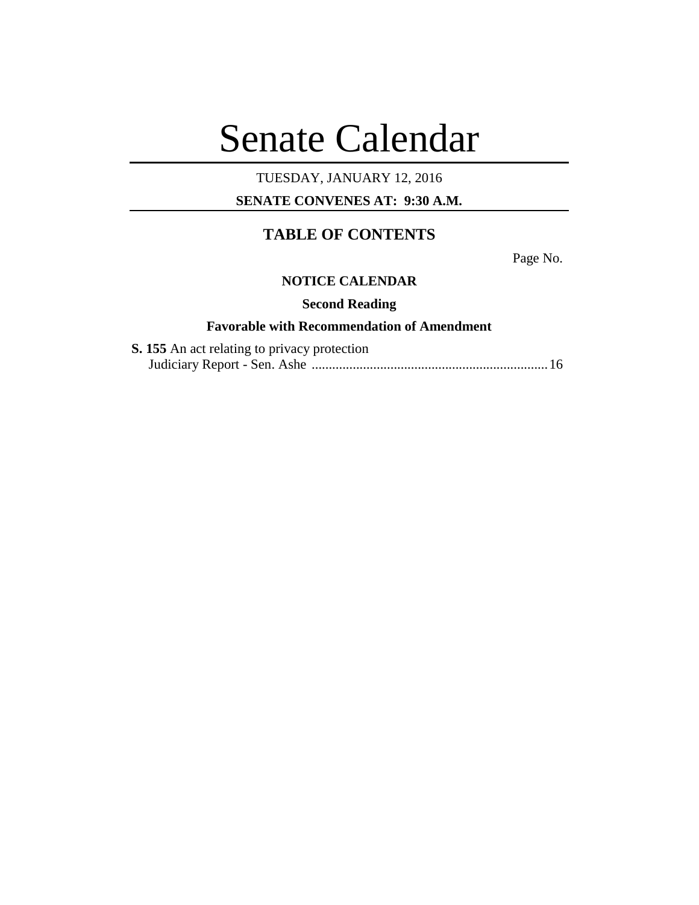# Senate Calendar

TUESDAY, JANUARY 12, 2016

**SENATE CONVENES AT: 9:30 A.M.**

## TABLE OF CONTENTS

Page No.

**NOTICE CALENDAR**

**Second Reading**

**Favorable with Recommendation of Amendment**

**S. 155** An act relating to privacy protection
Judiciary Report - Sen. Ashe ..................................................................... 16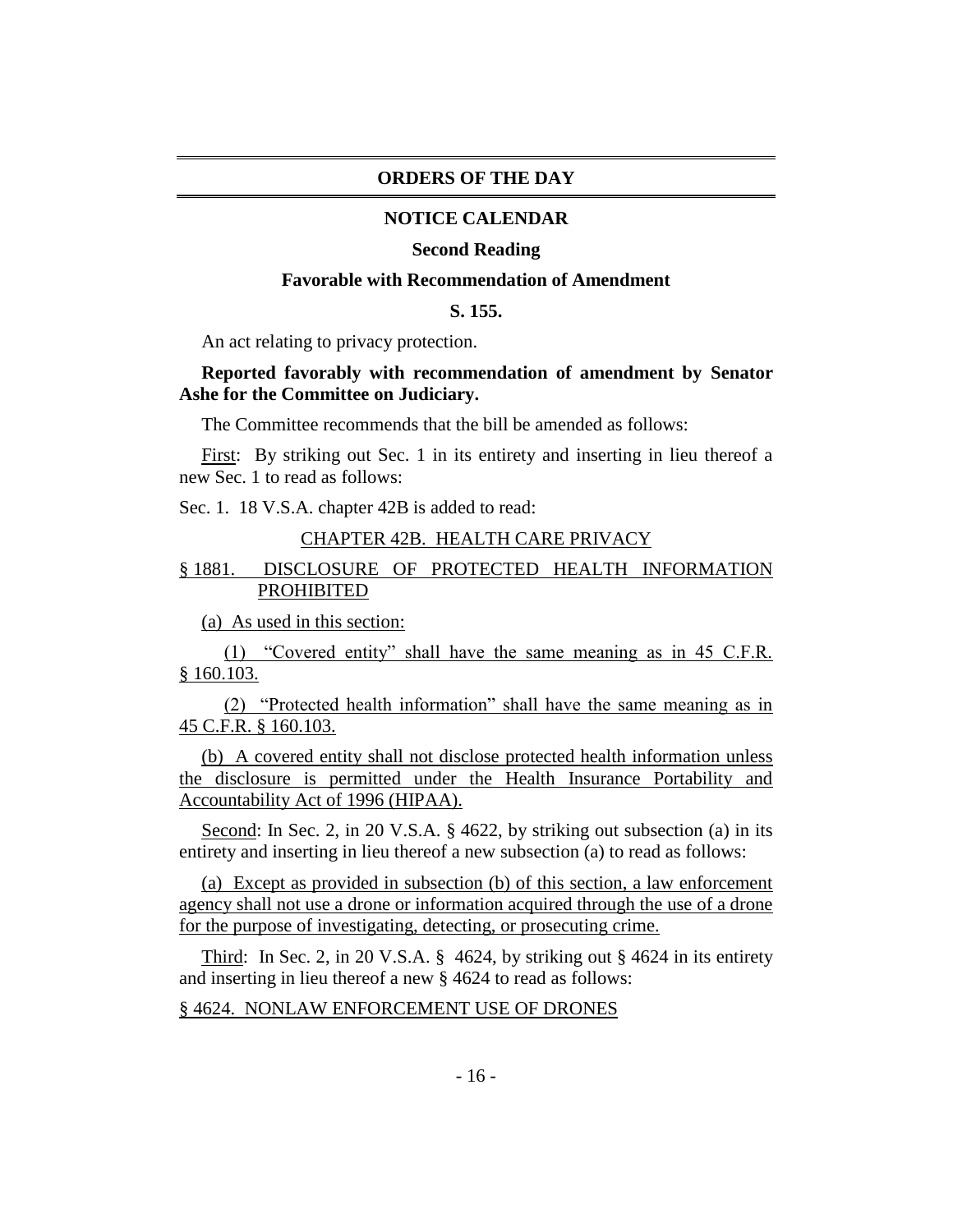## ORDERS OF THE DAY

### NOTICE CALENDAR

**Second Reading**

**Favorable with Recommendation of Amendment**

**S. 155.**

An act relating to privacy protection.

**Reported favorably with recommendation of amendment by Senator Ashe for the Committee on Judiciary.**

The Committee recommends that the bill be amended as follows:

First: By striking out Sec. 1 in its entirety and inserting in lieu thereof a new Sec. 1 to read as follows:

Sec. 1. 18 V.S.A. chapter 42B is added to read:

CHAPTER 42B. HEALTH CARE PRIVACY

§ 1881. DISCLOSURE OF PROTECTED HEALTH INFORMATION PROHIBITED

(a) As used in this section:

(1) "Covered entity" shall have the same meaning as in 45 C.F.R. § 160.103.

(2) "Protected health information" shall have the same meaning as in 45 C.F.R. § 160.103.

(b) A covered entity shall not disclose protected health information unless the disclosure is permitted under the Health Insurance Portability and Accountability Act of 1996 (HIPAA).

Second: In Sec. 2, in 20 V.S.A. § 4622, by striking out subsection (a) in its entirety and inserting in lieu thereof a new subsection (a) to read as follows:

(a) Except as provided in subsection (b) of this section, a law enforcement agency shall not use a drone or information acquired through the use of a drone for the purpose of investigating, detecting, or prosecuting crime.

Third: In Sec. 2, in 20 V.S.A. § 4624, by striking out § 4624 in its entirety and inserting in lieu thereof a new § 4624 to read as follows:

§ 4624. NONLAW ENFORCEMENT USE OF DRONES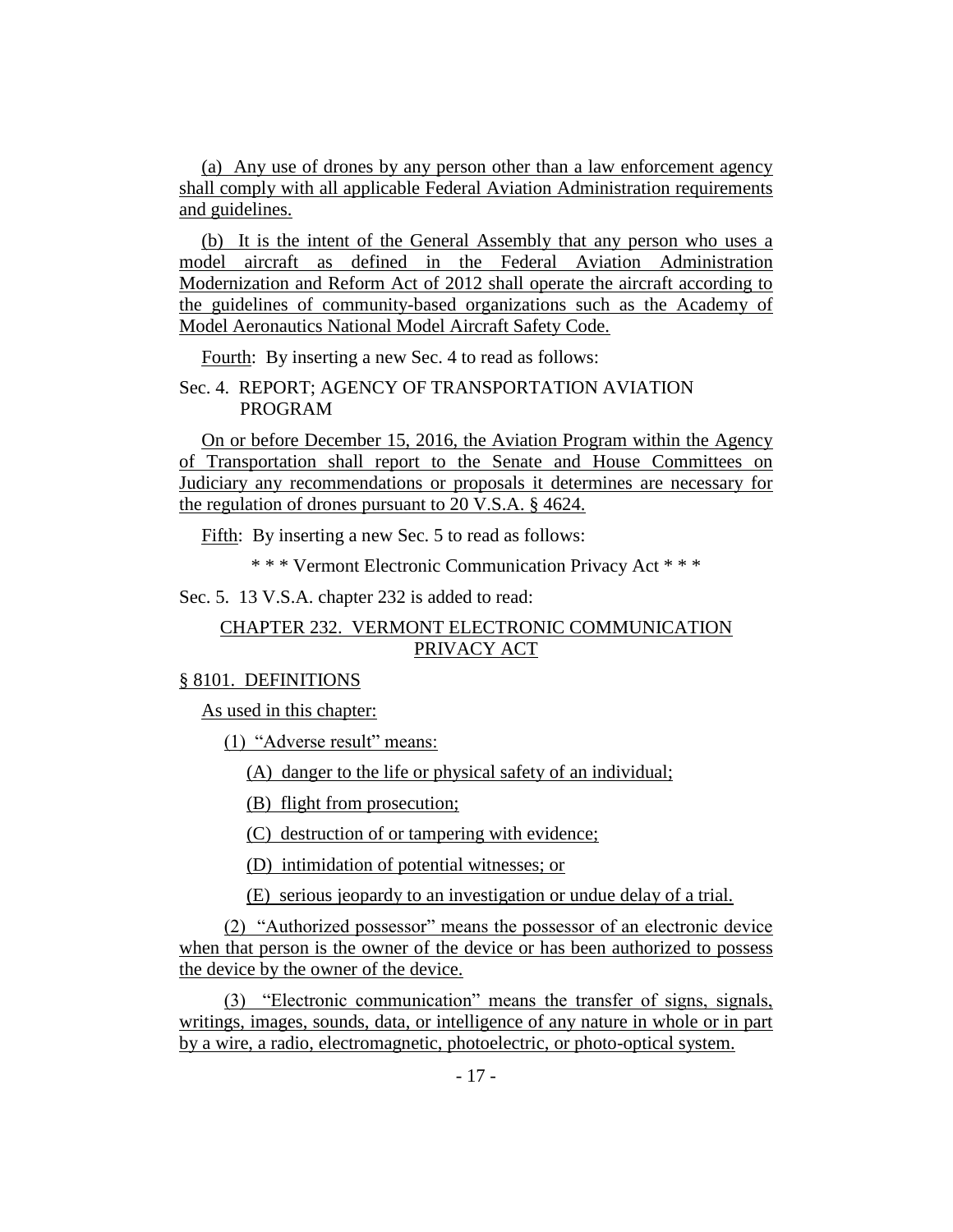(a) Any use of drones by any person other than a law enforcement agency shall comply with all applicable Federal Aviation Administration requirements and guidelines.

(b) It is the intent of the General Assembly that any person who uses a model aircraft as defined in the Federal Aviation Administration Modernization and Reform Act of 2012 shall operate the aircraft according to the guidelines of community-based organizations such as the Academy of Model Aeronautics National Model Aircraft Safety Code.

Fourth: By inserting a new Sec. 4 to read as follows:

Sec. 4. REPORT; AGENCY OF TRANSPORTATION AVIATION PROGRAM

On or before December 15, 2016, the Aviation Program within the Agency of Transportation shall report to the Senate and House Committees on Judiciary any recommendations or proposals it determines are necessary for the regulation of drones pursuant to 20 V.S.A. § 4624.

Fifth: By inserting a new Sec. 5 to read as follows:

* * * Vermont Electronic Communication Privacy Act * * *

Sec. 5. 13 V.S.A. chapter 232 is added to read:

CHAPTER 232. VERMONT ELECTRONIC COMMUNICATION PRIVACY ACT

§ 8101. DEFINITIONS

As used in this chapter:

(1) "Adverse result" means:

(A) danger to the life or physical safety of an individual;

(B) flight from prosecution;

(C) destruction of or tampering with evidence;

(D) intimidation of potential witnesses; or

(E) serious jeopardy to an investigation or undue delay of a trial.

(2) "Authorized possessor" means the possessor of an electronic device when that person is the owner of the device or has been authorized to possess the device by the owner of the device.

(3) "Electronic communication" means the transfer of signs, signals, writings, images, sounds, data, or intelligence of any nature in whole or in part by a wire, a radio, electromagnetic, photoelectric, or photo-optical system.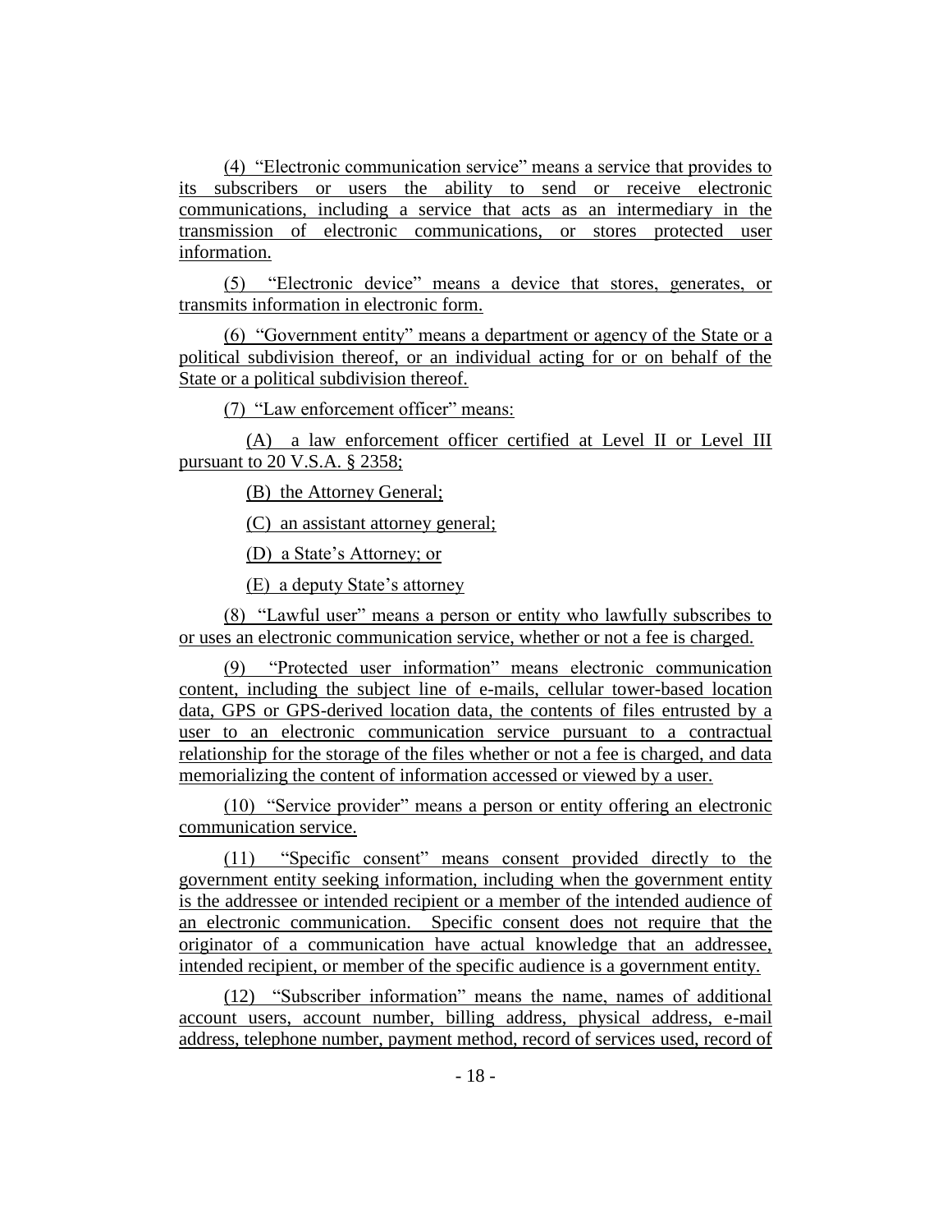(4) "Electronic communication service" means a service that provides to its subscribers or users the ability to send or receive electronic communications, including a service that acts as an intermediary in the transmission of electronic communications, or stores protected user information.

(5) "Electronic device" means a device that stores, generates, or transmits information in electronic form.

(6) "Government entity" means a department or agency of the State or a political subdivision thereof, or an individual acting for or on behalf of the State or a political subdivision thereof.

(7) "Law enforcement officer" means:

(A) a law enforcement officer certified at Level II or Level III pursuant to 20 V.S.A. § 2358;

(B) the Attorney General;

(C) an assistant attorney general;

(D) a State's Attorney; or

(E) a deputy State's attorney

(8) "Lawful user" means a person or entity who lawfully subscribes to or uses an electronic communication service, whether or not a fee is charged.

(9) "Protected user information" means electronic communication content, including the subject line of e-mails, cellular tower-based location data, GPS or GPS-derived location data, the contents of files entrusted by a user to an electronic communication service pursuant to a contractual relationship for the storage of the files whether or not a fee is charged, and data memorializing the content of information accessed or viewed by a user.

(10) "Service provider" means a person or entity offering an electronic communication service.

(11) "Specific consent" means consent provided directly to the government entity seeking information, including when the government entity is the addressee or intended recipient or a member of the intended audience of an electronic communication. Specific consent does not require that the originator of a communication have actual knowledge that an addressee, intended recipient, or member of the specific audience is a government entity.

(12) "Subscriber information" means the name, names of additional account users, account number, billing address, physical address, e-mail address, telephone number, payment method, record of services used, record of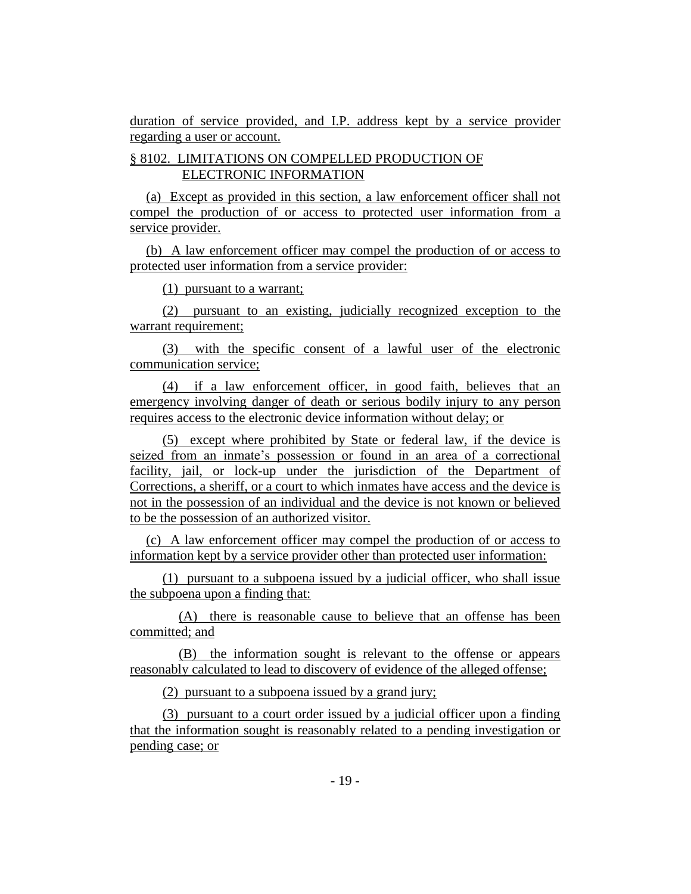duration of service provided, and I.P. address kept by a service provider regarding a user or account.

§ 8102. LIMITATIONS ON COMPELLED PRODUCTION OF ELECTRONIC INFORMATION

(a) Except as provided in this section, a law enforcement officer shall not compel the production of or access to protected user information from a service provider.

(b) A law enforcement officer may compel the production of or access to protected user information from a service provider:

(1) pursuant to a warrant;

(2) pursuant to an existing, judicially recognized exception to the warrant requirement;

(3) with the specific consent of a lawful user of the electronic communication service;

(4) if a law enforcement officer, in good faith, believes that an emergency involving danger of death or serious bodily injury to any person requires access to the electronic device information without delay; or

(5) except where prohibited by State or federal law, if the device is seized from an inmate's possession or found in an area of a correctional facility, jail, or lock-up under the jurisdiction of the Department of Corrections, a sheriff, or a court to which inmates have access and the device is not in the possession of an individual and the device is not known or believed to be the possession of an authorized visitor.

(c) A law enforcement officer may compel the production of or access to information kept by a service provider other than protected user information:

(1) pursuant to a subpoena issued by a judicial officer, who shall issue the subpoena upon a finding that:

(A) there is reasonable cause to believe that an offense has been committed; and

(B) the information sought is relevant to the offense or appears reasonably calculated to lead to discovery of evidence of the alleged offense;

(2) pursuant to a subpoena issued by a grand jury;

(3) pursuant to a court order issued by a judicial officer upon a finding that the information sought is reasonably related to a pending investigation or pending case; or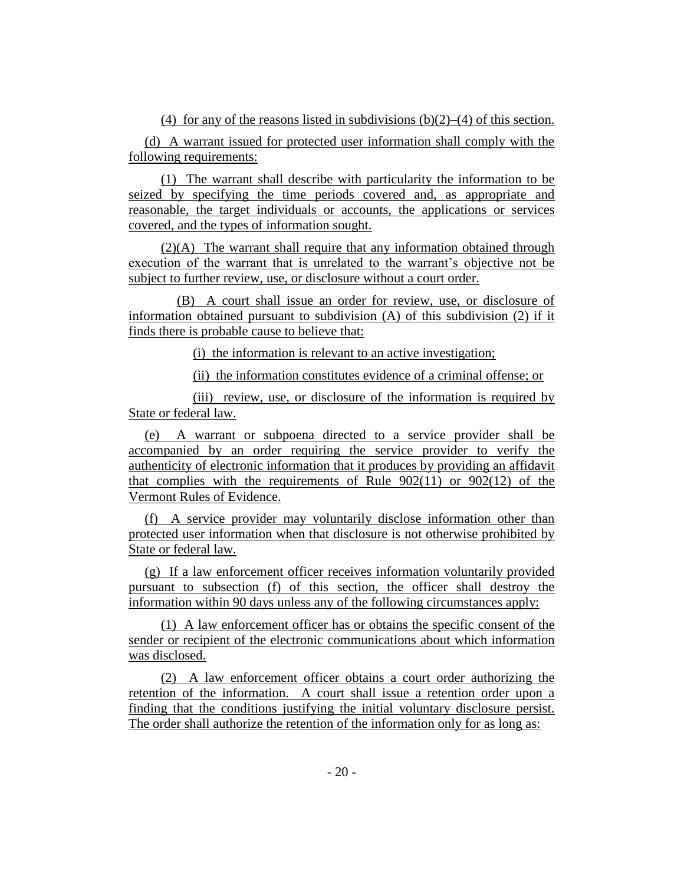(4) for any of the reasons listed in subdivisions (b)(2)–(4) of this section.

(d) A warrant issued for protected user information shall comply with the following requirements:

(1) The warrant shall describe with particularity the information to be seized by specifying the time periods covered and, as appropriate and reasonable, the target individuals or accounts, the applications or services covered, and the types of information sought.

(2)(A) The warrant shall require that any information obtained through execution of the warrant that is unrelated to the warrant's objective not be subject to further review, use, or disclosure without a court order.

(B) A court shall issue an order for review, use, or disclosure of information obtained pursuant to subdivision (A) of this subdivision (2) if it finds there is probable cause to believe that:

(i) the information is relevant to an active investigation;

(ii) the information constitutes evidence of a criminal offense; or

(iii) review, use, or disclosure of the information is required by State or federal law.

(e) A warrant or subpoena directed to a service provider shall be accompanied by an order requiring the service provider to verify the authenticity of electronic information that it produces by providing an affidavit that complies with the requirements of Rule 902(11) or 902(12) of the Vermont Rules of Evidence.

(f) A service provider may voluntarily disclose information other than protected user information when that disclosure is not otherwise prohibited by State or federal law.

(g) If a law enforcement officer receives information voluntarily provided pursuant to subsection (f) of this section, the officer shall destroy the information within 90 days unless any of the following circumstances apply:

(1) A law enforcement officer has or obtains the specific consent of the sender or recipient of the electronic communications about which information was disclosed.

(2) A law enforcement officer obtains a court order authorizing the retention of the information. A court shall issue a retention order upon a finding that the conditions justifying the initial voluntary disclosure persist. The order shall authorize the retention of the information only for as long as: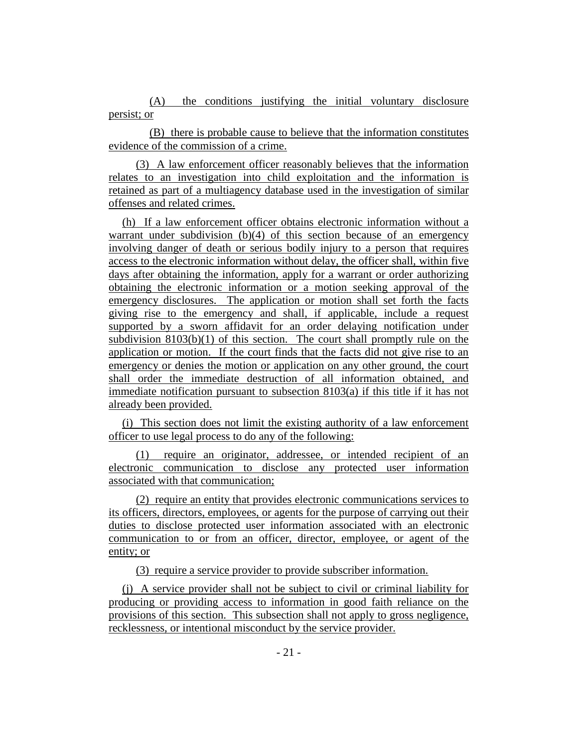(A) the conditions justifying the initial voluntary disclosure persist; or

(B) there is probable cause to believe that the information constitutes evidence of the commission of a crime.

(3) A law enforcement officer reasonably believes that the information relates to an investigation into child exploitation and the information is retained as part of a multiagency database used in the investigation of similar offenses and related crimes.

(h) If a law enforcement officer obtains electronic information without a warrant under subdivision (b)(4) of this section because of an emergency involving danger of death or serious bodily injury to a person that requires access to the electronic information without delay, the officer shall, within five days after obtaining the information, apply for a warrant or order authorizing obtaining the electronic information or a motion seeking approval of the emergency disclosures. The application or motion shall set forth the facts giving rise to the emergency and shall, if applicable, include a request supported by a sworn affidavit for an order delaying notification under subdivision 8103(b)(1) of this section. The court shall promptly rule on the application or motion. If the court finds that the facts did not give rise to an emergency or denies the motion or application on any other ground, the court shall order the immediate destruction of all information obtained, and immediate notification pursuant to subsection 8103(a) if this title if it has not already been provided.

(i) This section does not limit the existing authority of a law enforcement officer to use legal process to do any of the following:

(1) require an originator, addressee, or intended recipient of an electronic communication to disclose any protected user information associated with that communication;

(2) require an entity that provides electronic communications services to its officers, directors, employees, or agents for the purpose of carrying out their duties to disclose protected user information associated with an electronic communication to or from an officer, director, employee, or agent of the entity; or

(3) require a service provider to provide subscriber information.

(j) A service provider shall not be subject to civil or criminal liability for producing or providing access to information in good faith reliance on the provisions of this section. This subsection shall not apply to gross negligence, recklessness, or intentional misconduct by the service provider.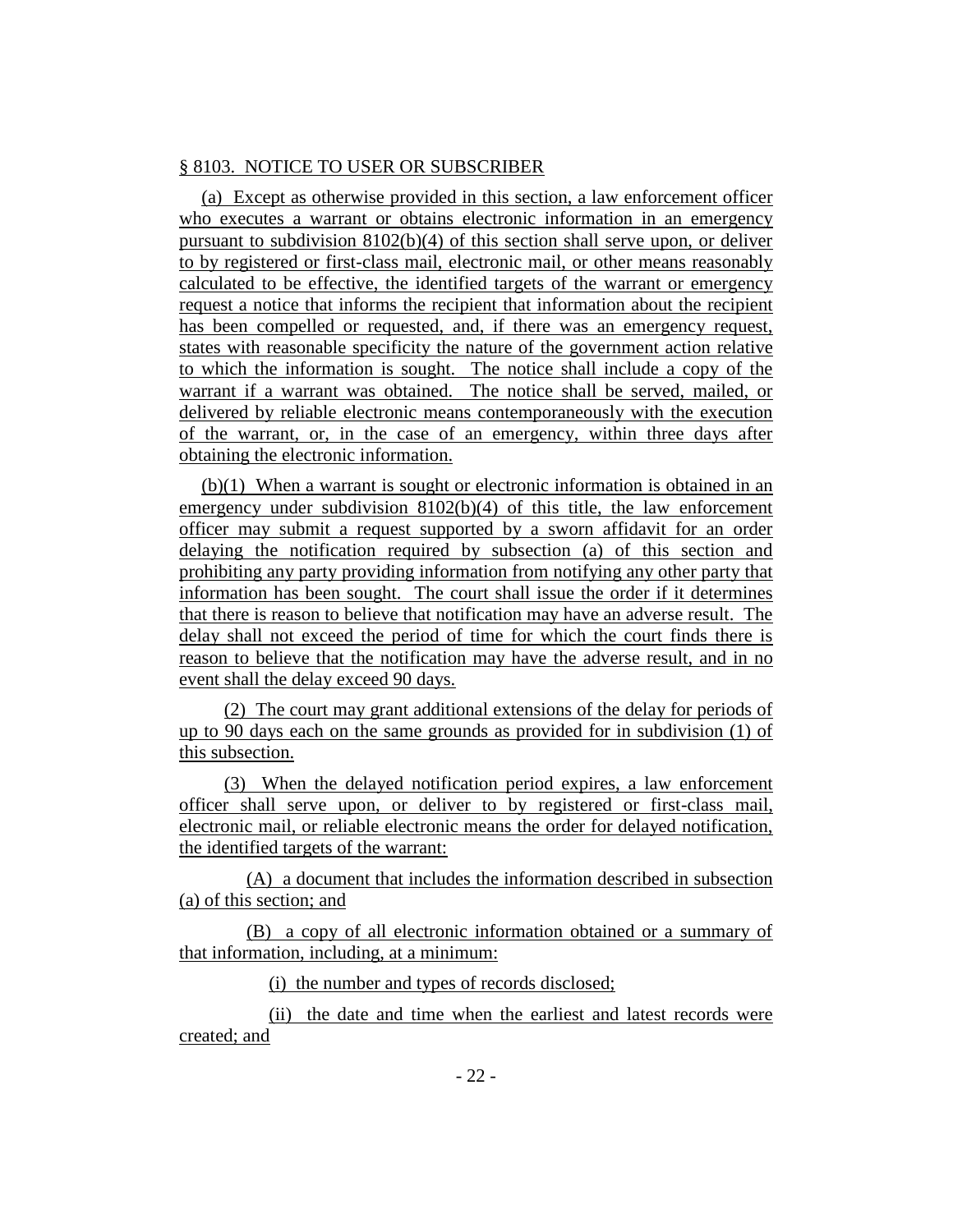§ 8103. NOTICE TO USER OR SUBSCRIBER

(a) Except as otherwise provided in this section, a law enforcement officer who executes a warrant or obtains electronic information in an emergency pursuant to subdivision 8102(b)(4) of this section shall serve upon, or deliver to by registered or first-class mail, electronic mail, or other means reasonably calculated to be effective, the identified targets of the warrant or emergency request a notice that informs the recipient that information about the recipient has been compelled or requested, and, if there was an emergency request, states with reasonable specificity the nature of the government action relative to which the information is sought. The notice shall include a copy of the warrant if a warrant was obtained. The notice shall be served, mailed, or delivered by reliable electronic means contemporaneously with the execution of the warrant, or, in the case of an emergency, within three days after obtaining the electronic information.

(b)(1) When a warrant is sought or electronic information is obtained in an emergency under subdivision 8102(b)(4) of this title, the law enforcement officer may submit a request supported by a sworn affidavit for an order delaying the notification required by subsection (a) of this section and prohibiting any party providing information from notifying any other party that information has been sought. The court shall issue the order if it determines that there is reason to believe that notification may have an adverse result. The delay shall not exceed the period of time for which the court finds there is reason to believe that the notification may have the adverse result, and in no event shall the delay exceed 90 days.

(2) The court may grant additional extensions of the delay for periods of up to 90 days each on the same grounds as provided for in subdivision (1) of this subsection.

(3) When the delayed notification period expires, a law enforcement officer shall serve upon, or deliver to by registered or first-class mail, electronic mail, or reliable electronic means the order for delayed notification, the identified targets of the warrant:

(A) a document that includes the information described in subsection (a) of this section; and

(B) a copy of all electronic information obtained or a summary of that information, including, at a minimum:

(i) the number and types of records disclosed;

(ii) the date and time when the earliest and latest records were created; and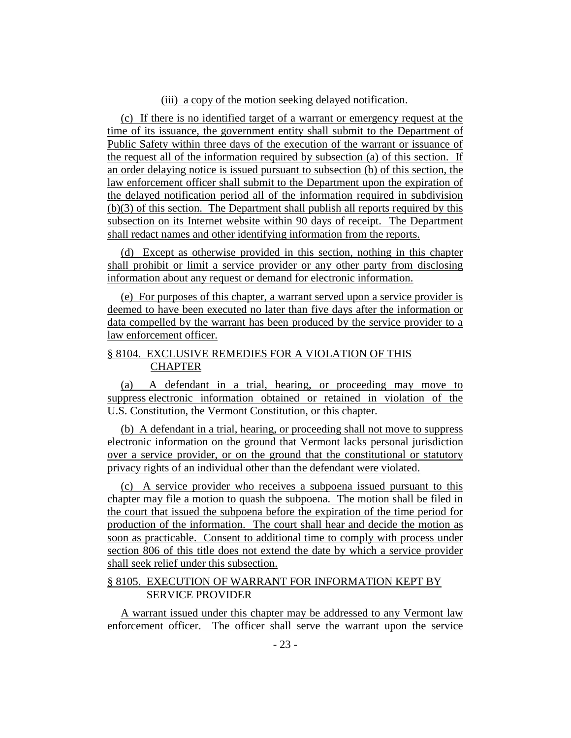(iii) a copy of the motion seeking delayed notification.

(c) If there is no identified target of a warrant or emergency request at the time of its issuance, the government entity shall submit to the Department of Public Safety within three days of the execution of the warrant or issuance of the request all of the information required by subsection (a) of this section. If an order delaying notice is issued pursuant to subsection (b) of this section, the law enforcement officer shall submit to the Department upon the expiration of the delayed notification period all of the information required in subdivision (b)(3) of this section. The Department shall publish all reports required by this subsection on its Internet website within 90 days of receipt. The Department shall redact names and other identifying information from the reports.

(d) Except as otherwise provided in this section, nothing in this chapter shall prohibit or limit a service provider or any other party from disclosing information about any request or demand for electronic information.

(e) For purposes of this chapter, a warrant served upon a service provider is deemed to have been executed no later than five days after the information or data compelled by the warrant has been produced by the service provider to a law enforcement officer.

§ 8104. EXCLUSIVE REMEDIES FOR A VIOLATION OF THIS CHAPTER

(a) A defendant in a trial, hearing, or proceeding may move to suppress electronic information obtained or retained in violation of the U.S. Constitution, the Vermont Constitution, or this chapter.

(b) A defendant in a trial, hearing, or proceeding shall not move to suppress electronic information on the ground that Vermont lacks personal jurisdiction over a service provider, or on the ground that the constitutional or statutory privacy rights of an individual other than the defendant were violated.

(c) A service provider who receives a subpoena issued pursuant to this chapter may file a motion to quash the subpoena. The motion shall be filed in the court that issued the subpoena before the expiration of the time period for production of the information. The court shall hear and decide the motion as soon as practicable. Consent to additional time to comply with process under section 806 of this title does not extend the date by which a service provider shall seek relief under this subsection.

§ 8105. EXECUTION OF WARRANT FOR INFORMATION KEPT BY SERVICE PROVIDER

A warrant issued under this chapter may be addressed to any Vermont law enforcement officer. The officer shall serve the warrant upon the service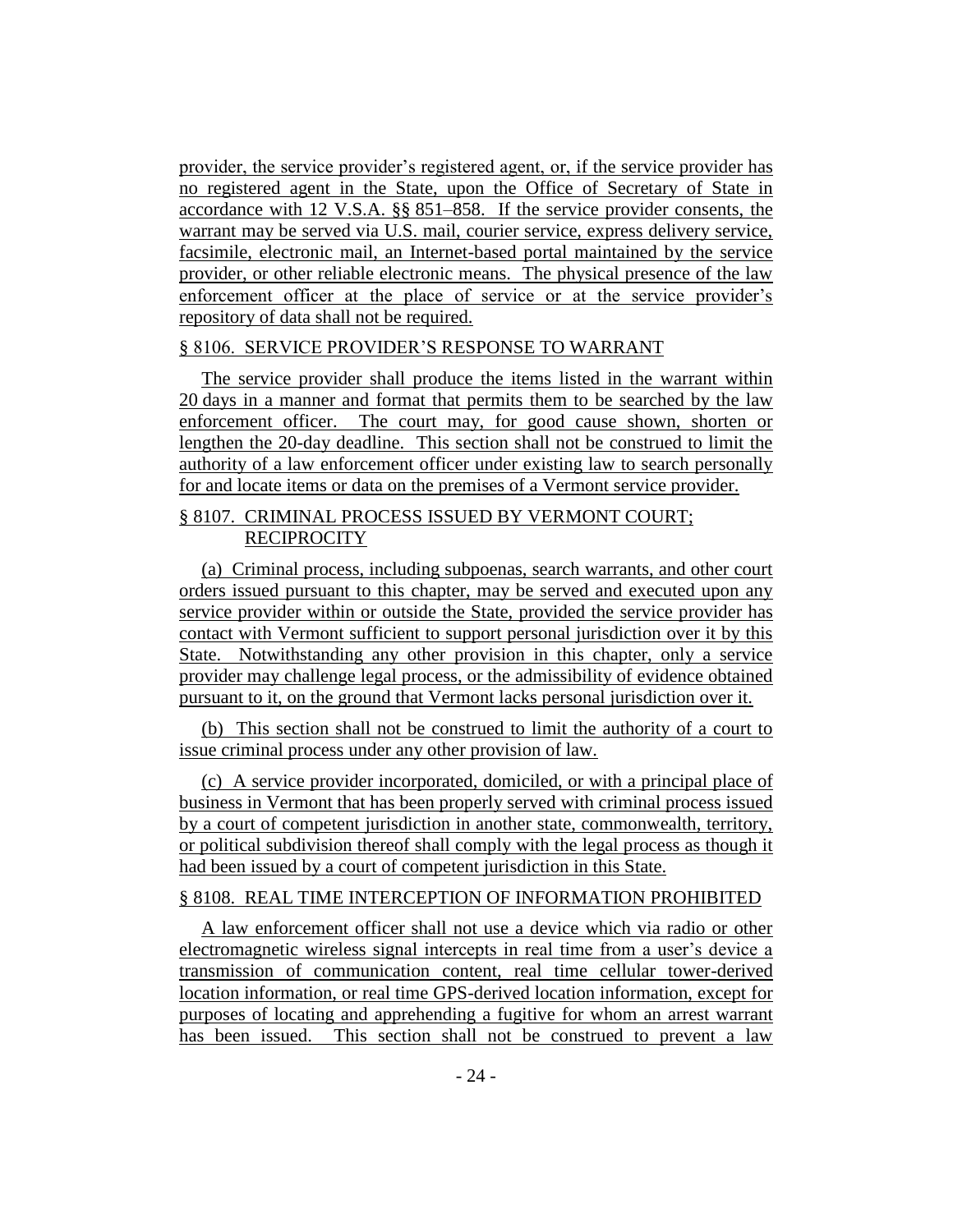provider, the service provider's registered agent, or, if the service provider has no registered agent in the State, upon the Office of Secretary of State in accordance with 12 V.S.A. §§ 851–858. If the service provider consents, the warrant may be served via U.S. mail, courier service, express delivery service, facsimile, electronic mail, an Internet-based portal maintained by the service provider, or other reliable electronic means. The physical presence of the law enforcement officer at the place of service or at the service provider's repository of data shall not be required.

§ 8106. SERVICE PROVIDER'S RESPONSE TO WARRANT

The service provider shall produce the items listed in the warrant within 20 days in a manner and format that permits them to be searched by the law enforcement officer. The court may, for good cause shown, shorten or lengthen the 20-day deadline. This section shall not be construed to limit the authority of a law enforcement officer under existing law to search personally for and locate items or data on the premises of a Vermont service provider.

§ 8107. CRIMINAL PROCESS ISSUED BY VERMONT COURT; RECIPROCITY

(a) Criminal process, including subpoenas, search warrants, and other court orders issued pursuant to this chapter, may be served and executed upon any service provider within or outside the State, provided the service provider has contact with Vermont sufficient to support personal jurisdiction over it by this State. Notwithstanding any other provision in this chapter, only a service provider may challenge legal process, or the admissibility of evidence obtained pursuant to it, on the ground that Vermont lacks personal jurisdiction over it.

(b) This section shall not be construed to limit the authority of a court to issue criminal process under any other provision of law.

(c) A service provider incorporated, domiciled, or with a principal place of business in Vermont that has been properly served with criminal process issued by a court of competent jurisdiction in another state, commonwealth, territory, or political subdivision thereof shall comply with the legal process as though it had been issued by a court of competent jurisdiction in this State.

§ 8108. REAL TIME INTERCEPTION OF INFORMATION PROHIBITED

A law enforcement officer shall not use a device which via radio or other electromagnetic wireless signal intercepts in real time from a user's device a transmission of communication content, real time cellular tower-derived location information, or real time GPS-derived location information, except for purposes of locating and apprehending a fugitive for whom an arrest warrant has been issued. This section shall not be construed to prevent a law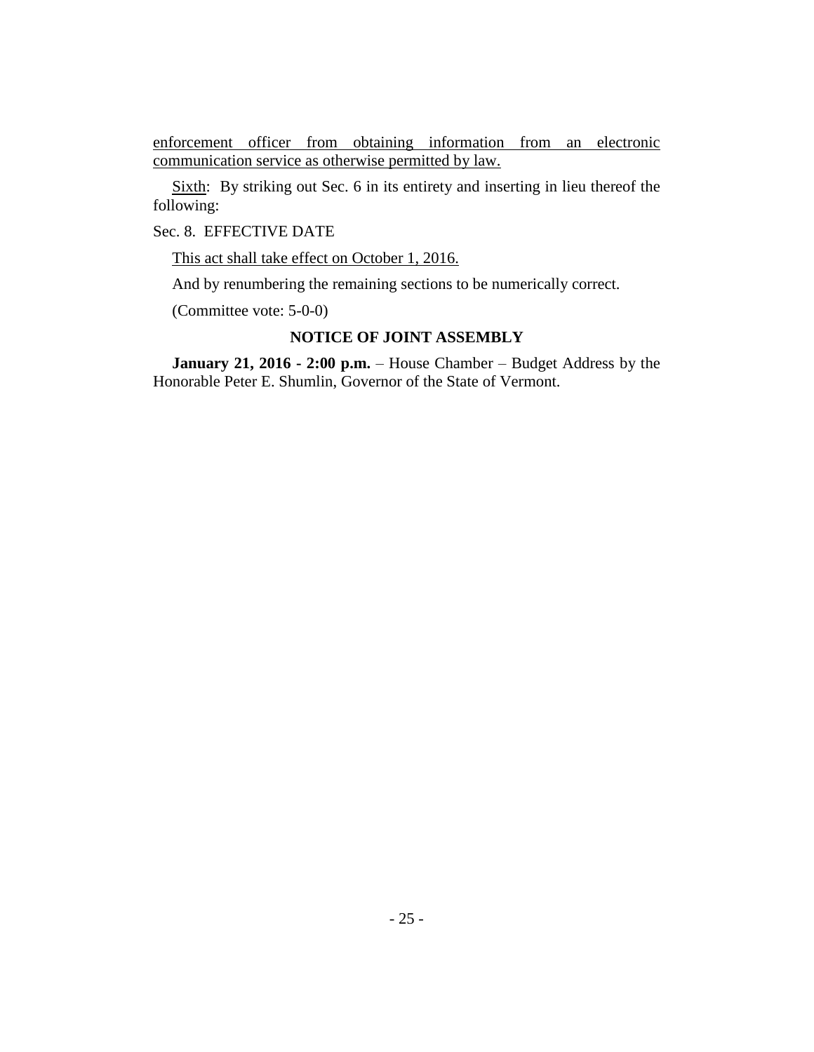<u>enforcement officer from obtaining information from an electronic communication service as otherwise permitted by law.</u>

<u>Sixth</u>: By striking out Sec. 6 in its entirety and inserting in lieu thereof the following:

Sec. 8. EFFECTIVE DATE

<u>This act shall take effect on October 1, 2016.</u>

And by renumbering the remaining sections to be numerically correct.

(Committee vote: 5-0-0)

## NOTICE OF JOINT ASSEMBLY

**January 21, 2016 - 2:00 p.m.** – House Chamber – Budget Address by the Honorable Peter E. Shumlin, Governor of the State of Vermont.